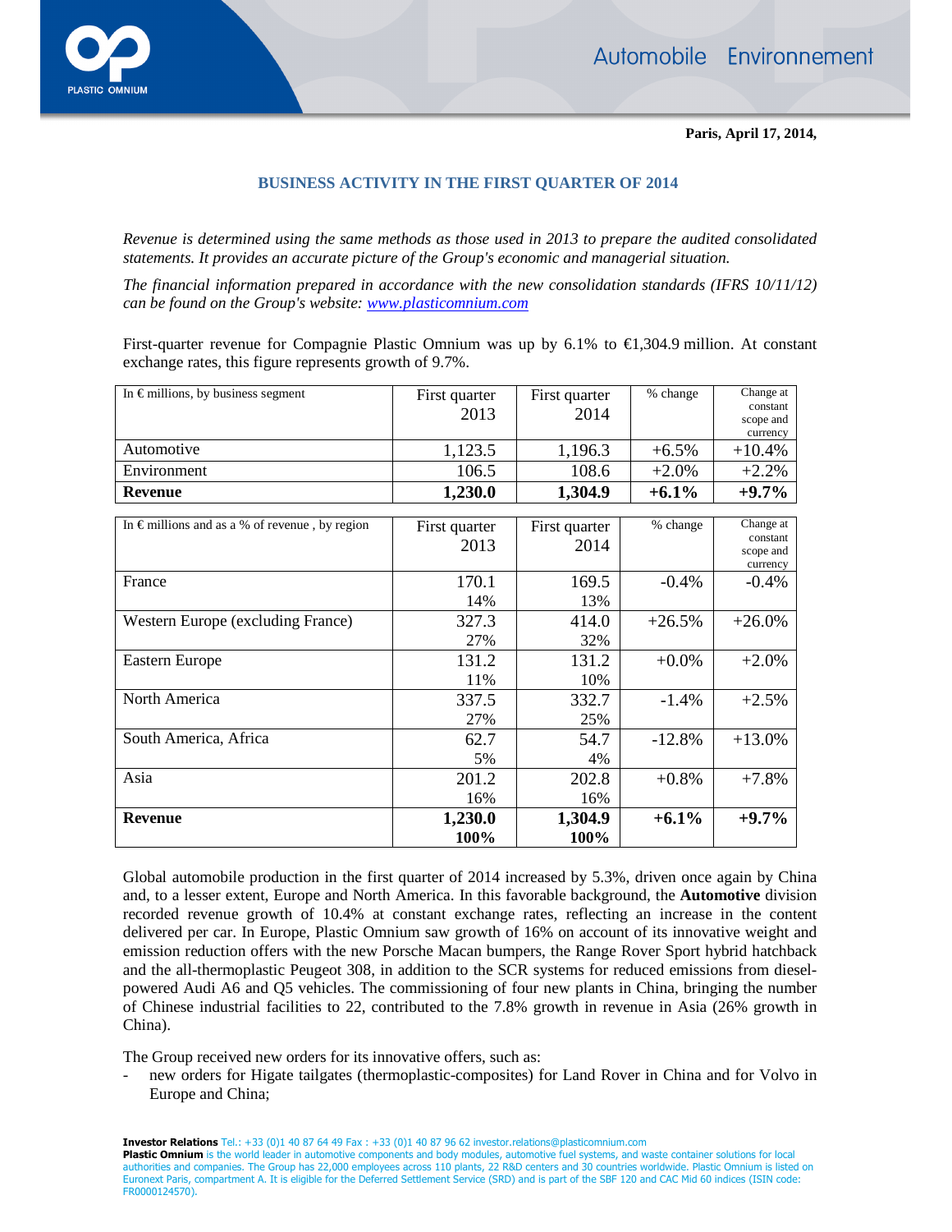**Paris, April 17, 2014,**

## BUSINESS ACTIVITY IN THE FIRST QUARTER OF 2014

*Revenue is determined using the same methods as those used in 2013 to prepare the audited consolidated statements. It provides an accurate picture of the Group's economic and managerial situation.*

*The financial information prepared in accordance with the new consolidation standards (IFRS 10/11/12) can be found on the Group's website: [www.plasticomnium.com](www.plasticomnium.com)*

First-quarter revenue for Compagnie Plastic Omnium was up by 6.1% to €1,304.9 million. At constant exchange rates, this figure represents growth of 9.7%.

| In € millions, by business segment | First quarter 2013 | First quarter 2014 | % change | Change at constant scope and currency |
|---|---|---|---|---|
| Automotive | 1,123.5 | 1,196.3 | +6.5% | +10.4% |
| Environment | 106.5 | 108.6 | +2.0% | +2.2% |
| **Revenue** | **1,230.0** | **1,304.9** | **+6.1%** | **+9.7%** |

| In € millions and as a % of revenue , by region | First quarter 2013 | First quarter 2014 | % change | Change at constant scope and currency |
|---|---|---|---|---|
| France | 170.1<br>14% | 169.5<br>13% | -0.4% | -0.4% |
| Western Europe (excluding France) | 327.3<br>27% | 414.0<br>32% | +26.5% | +26.0% |
| Eastern Europe | 131.2<br>11% | 131.2<br>10% | +0.0% | +2.0% |
| North America | 337.5<br>27% | 332.7<br>25% | -1.4% | +2.5% |
| South America, Africa | 62.7<br>5% | 54.7<br>4% | -12.8% | +13.0% |
| Asia | 201.2<br>16% | 202.8<br>16% | +0.8% | +7.8% |
| **Revenue** | **1,230.0**<br>**100%** | **1,304.9**<br>**100%** | **+6.1%** | **+9.7%** |

Global automobile production in the first quarter of 2014 increased by 5.3%, driven once again by China and, to a lesser extent, Europe and North America. In this favorable background, the **Automotive** division recorded revenue growth of 10.4% at constant exchange rates, reflecting an increase in the content delivered per car. In Europe, Plastic Omnium saw growth of 16% on account of its innovative weight and emission reduction offers with the new Porsche Macan bumpers, the Range Rover Sport hybrid hatchback and the all-thermoplastic Peugeot 308, in addition to the SCR systems for reduced emissions from diesel-powered Audi A6 and Q5 vehicles. The commissioning of four new plants in China, bringing the number of Chinese industrial facilities to 22, contributed to the 7.8% growth in revenue in Asia (26% growth in China).

The Group received new orders for its innovative offers, such as:

- new orders for Higate tailgates (thermoplastic-composites) for Land Rover in China and for Volvo in Europe and China;

**Investor Relations** Tel.: +33 (0)1 40 87 64 49 Fax : +33 (0)1 40 87 96 62 investor.relations@plasticomnium.com
**Plastic Omnium** is the world leader in automotive components and body modules, automotive fuel systems, and waste container solutions for local authorities and companies. The Group has 22,000 employees across 110 plants, 22 R&D centers and 30 countries worldwide. Plastic Omnium is listed on Euronext Paris, compartment A. It is eligible for the Deferred Settlement Service (SRD) and is part of the SBF 120 and CAC Mid 60 indices (ISIN code: FR0000124570).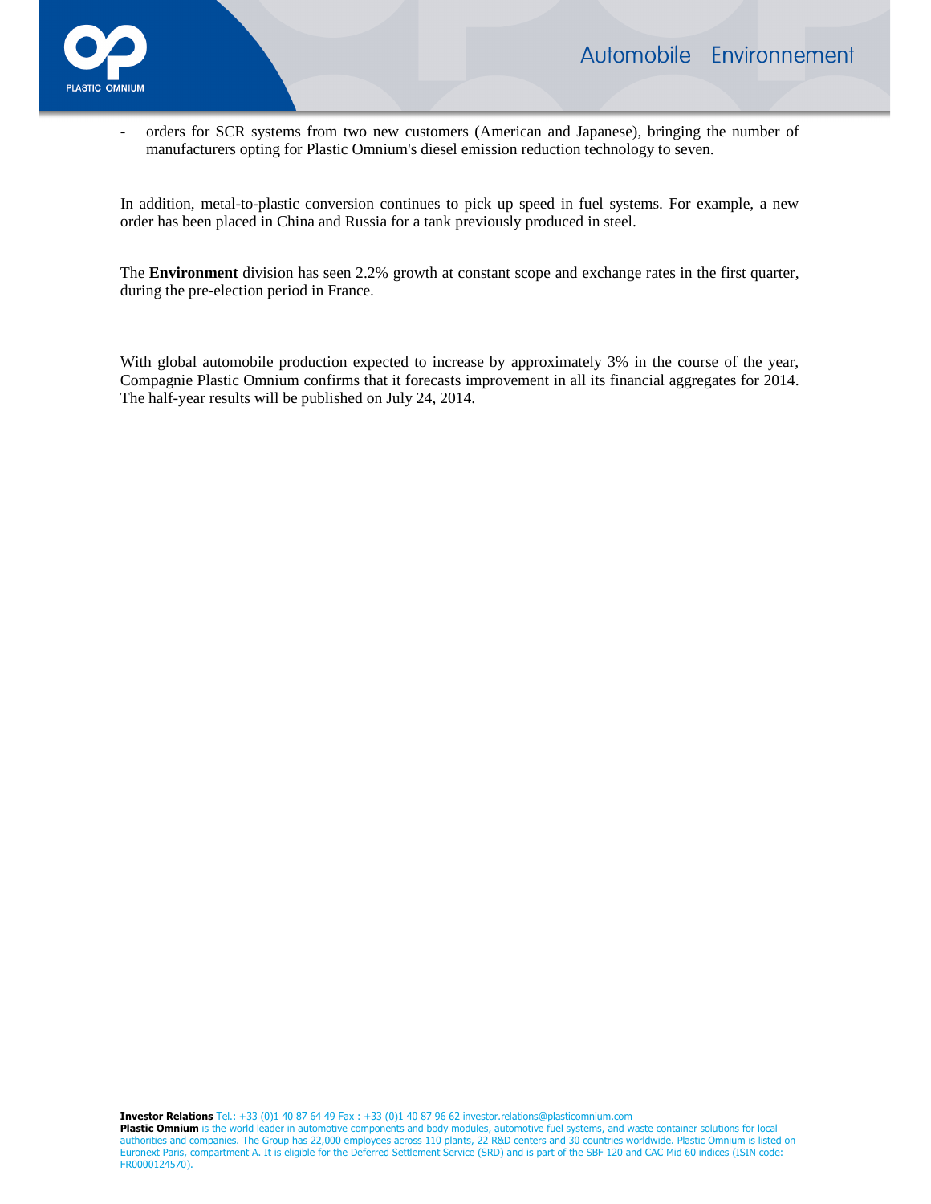- orders for SCR systems from two new customers (American and Japanese), bringing the number of manufacturers opting for Plastic Omnium's diesel emission reduction technology to seven.

In addition, metal-to-plastic conversion continues to pick up speed in fuel systems. For example, a new order has been placed in China and Russia for a tank previously produced in steel.

The **Environment** division has seen 2.2% growth at constant scope and exchange rates in the first quarter, during the pre-election period in France.

With global automobile production expected to increase by approximately 3% in the course of the year, Compagnie Plastic Omnium confirms that it forecasts improvement in all its financial aggregates for 2014. The half-year results will be published on July 24, 2014.

**Investor Relations** Tel.: +33 (0)1 40 87 64 49 Fax : +33 (0)1 40 87 96 62 investor.relations@plasticomnium.com
**Plastic Omnium** is the world leader in automotive components and body modules, automotive fuel systems, and waste container solutions for local authorities and companies. The Group has 22,000 employees across 110 plants, 22 R&D centers and 30 countries worldwide. Plastic Omnium is listed on Euronext Paris, compartment A. It is eligible for the Deferred Settlement Service (SRD) and is part of the SBF 120 and CAC Mid 60 indices (ISIN code: FR0000124570).